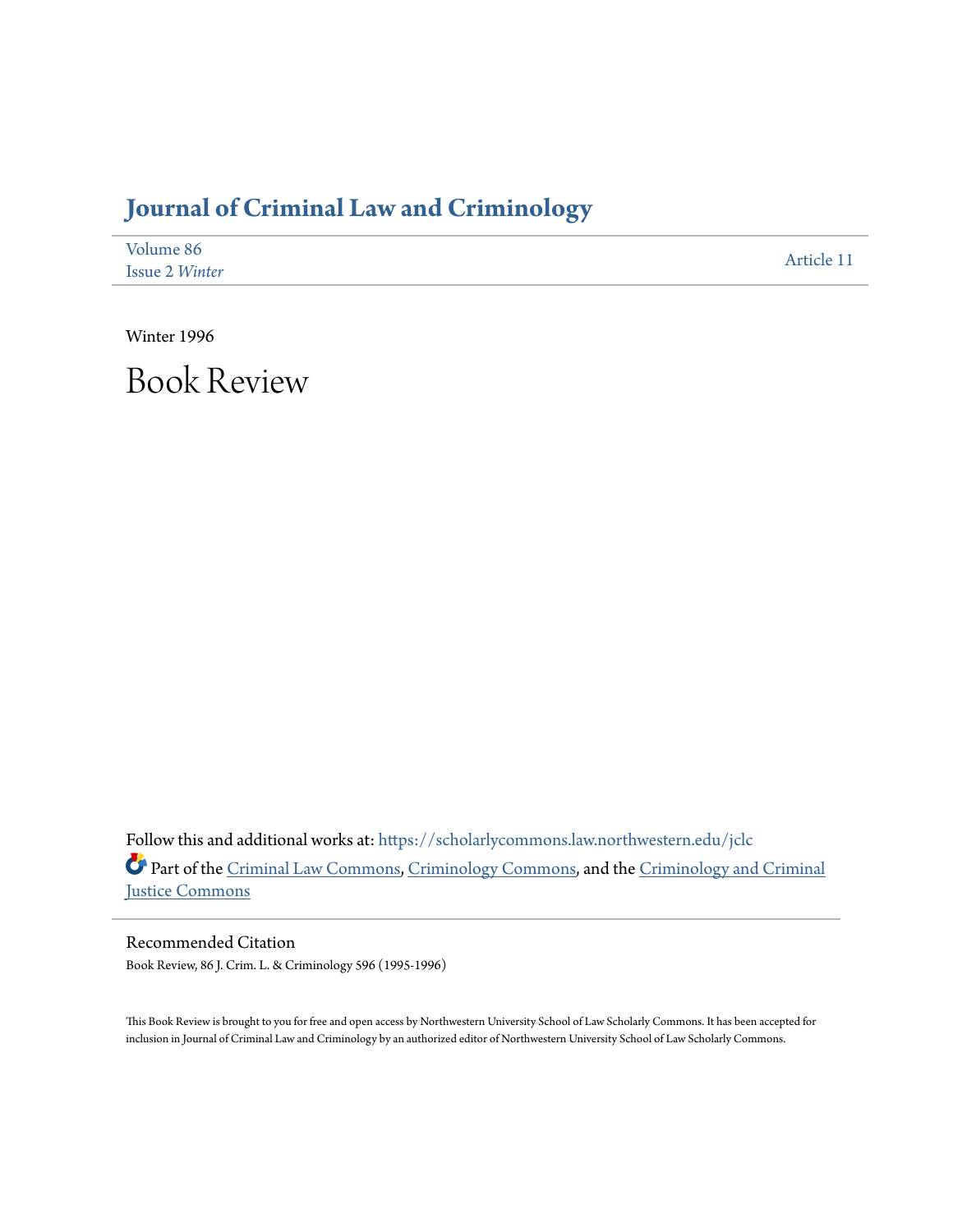# Journal of Criminal Law and Criminology

Volume 86
Issue 2 *Winter*

Article 11

Winter 1996

# Book Review

Follow this and additional works at: https://scholarlycommons.law.northwestern.edu/jclc

Part of the Criminal Law Commons, Criminology Commons, and the Criminology and Criminal Justice Commons

## Recommended Citation

Book Review, 86 J. Crim. L. & Criminology 596 (1995-1996)

This Book Review is brought to you for free and open access by Northwestern University School of Law Scholarly Commons. It has been accepted for inclusion in Journal of Criminal Law and Criminology by an authorized editor of Northwestern University School of Law Scholarly Commons.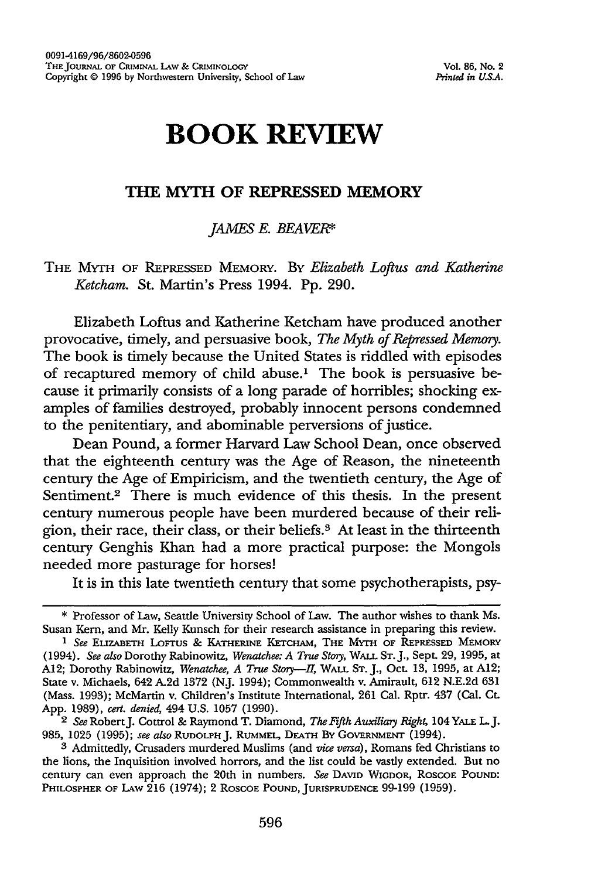0091-4169/96/8602-0596
THE JOURNAL OF CRIMINAL LAW & CRIMINOLOGY
Copyright © 1996 by Northwestern University, School of Law

Vol. 86, No. 2
*Printed in U.S.A.*

# BOOK REVIEW

## THE MYTH OF REPRESSED MEMORY

*JAMES E. BEAVER*\*

THE MYTH OF REPRESSED MEMORY. BY *Elizabeth Loftus and Katherine Ketcham.* St. Martin's Press 1994. Pp. 290.

Elizabeth Loftus and Katherine Ketcham have produced another provocative, timely, and persuasive book, *The Myth of Repressed Memory.* The book is timely because the United States is riddled with episodes of recaptured memory of child abuse.[1] The book is persuasive because it primarily consists of a long parade of horribles; shocking examples of families destroyed, probably innocent persons condemned to the penitentiary, and abominable perversions of justice.

Dean Pound, a former Harvard Law School Dean, once observed that the eighteenth century was the Age of Reason, the nineteenth century the Age of Empiricism, and the twentieth century, the Age of Sentiment.[2] There is much evidence of this thesis. In the present century numerous people have been murdered because of their religion, their race, their class, or their beliefs.[3] At least in the thirteenth century Genghis Khan had a more practical purpose: the Mongols needed more pasturage for horses!

It is in this late twentieth century that some psychotherapists, psy-

---

\* Professor of Law, Seattle University School of Law. The author wishes to thank Ms. Susan Kern, and Mr. Kelly Kunsch for their research assistance in preparing this review.

[1] *See* ELIZABETH LOFTUS & KATHERINE KETCHAM, THE MYTH OF REPRESSED MEMORY (1994). *See also* Dorothy Rabinowitz, *Wenatchee: A True Story*, WALL ST. J., Sept. 29, 1995, at A12; Dorothy Rabinowitz, *Wenatchee, A True Story—II*, WALL ST. J., Oct. 13, 1995, at A12; State v. Michaels, 642 A.2d 1372 (N.J. 1994); Commonwealth v. Amirault, 612 N.E.2d 631 (Mass. 1993); McMartin v. Children's Institute International, 261 Cal. Rptr. 437 (Cal. Ct. App. 1989), *cert. denied*, 494 U.S. 1057 (1990).

[2] *See* Robert J. Cottrol & Raymond T. Diamond, *The Fifth Auxiliary Right*, 104 YALE L. J. 985, 1025 (1995); *see also* RUDOLPH J. RUMMEL, DEATH BY GOVERNMENT (1994).

[3] Admittedly, Crusaders murdered Muslims (and *vice versa*), Romans fed Christians to the lions, the Inquisition involved horrors, and the list could be vastly extended. But no century can even approach the 20th in numbers. *See* DAVID WIGDOR, ROSCOE POUND: PHILOSPHER OF LAW 216 (1974); 2 ROSCOE POUND, JURISPRUDENCE 99-199 (1959).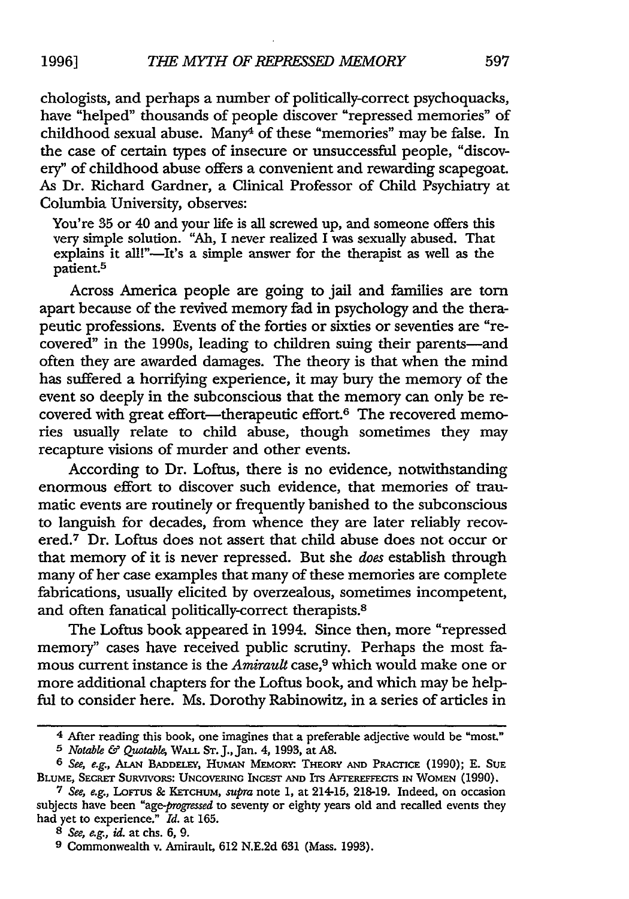chologists, and perhaps a number of politically-correct psychoquacks, have "helped" thousands of people discover "repressed memories" of childhood sexual abuse. Many[4] of these "memories" may be false. In the case of certain types of insecure or unsuccessful people, "discovery" of childhood abuse offers a convenient and rewarding scapegoat. As Dr. Richard Gardner, a Clinical Professor of Child Psychiatry at Columbia University, observes:

> You're 35 or 40 and your life is all screwed up, and someone offers this very simple solution. "Ah, I never realized I was sexually abused. That explains it all!"—It's a simple answer for the therapist as well as the patient.[5]

Across America people are going to jail and families are torn apart because of the revived memory fad in psychology and the therapeutic professions. Events of the forties or sixties or seventies are "recovered" in the 1990s, leading to children suing their parents—and often they are awarded damages. The theory is that when the mind has suffered a horrifying experience, it may bury the memory of the event so deeply in the subconscious that the memory can only be recovered with great effort—therapeutic effort.[6] The recovered memories usually relate to child abuse, though sometimes they may recapture visions of murder and other events.

According to Dr. Loftus, there is no evidence, notwithstanding enormous effort to discover such evidence, that memories of traumatic events are routinely or frequently banished to the subconscious to languish for decades, from whence they are later reliably recovered.[7] Dr. Loftus does not assert that child abuse does not occur or that memory of it is never repressed. But she *does* establish through many of her case examples that many of these memories are complete fabrications, usually elicited by overzealous, sometimes incompetent, and often fanatical politically-correct therapists.[8]

The Loftus book appeared in 1994. Since then, more "repressed memory" cases have received public scrutiny. Perhaps the most famous current instance is the *Amirault* case,[9] which would make one or more additional chapters for the Loftus book, and which may be helpful to consider here. Ms. Dorothy Rabinowitz, in a series of articles in

---

[4] After reading this book, one imagines that a preferable adjective would be "most."

[5] *Notable & Quotable*, WALL ST. J., Jan. 4, 1993, at A8.

[6] *See, e.g.*, ALAN BADDELEY, HUMAN MEMORY: THEORY AND PRACTICE (1990); E. SUE BLUME, SECRET SURVIVORS: UNCOVERING INCEST AND ITS AFTEREFFECTS IN WOMEN (1990).

[7] *See, e.g.*, LOFTUS & KETCHUM, *supra* note 1, at 214-15, 218-19. Indeed, on occasion subjects have been "age-*progressed* to seventy or eighty years old and recalled events they had yet to experience." *Id.* at 165.

[8] *See, e.g.*, *id.* at chs. 6, 9.

[9] Commonwealth v. Amirault, 612 N.E.2d 631 (Mass. 1993).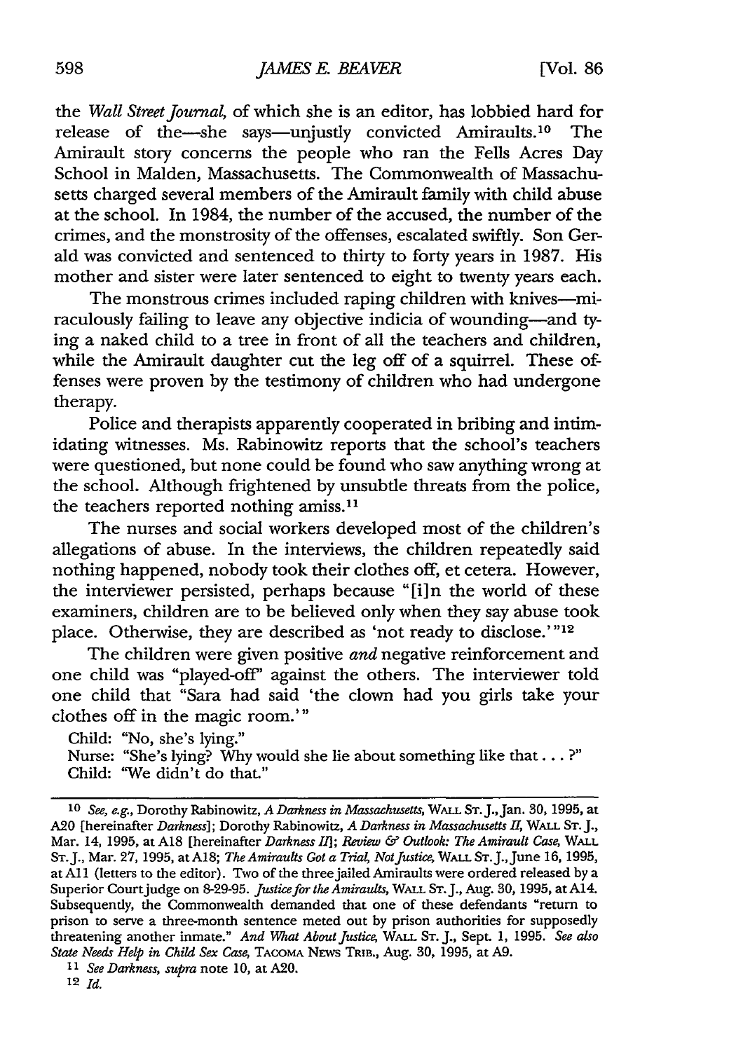the *Wall Street Journal*, of which she is an editor, has lobbied hard for release of the—she says—unjustly convicted Amiraults.[10] The Amirault story concerns the people who ran the Fells Acres Day School in Malden, Massachusetts. The Commonwealth of Massachusetts charged several members of the Amirault family with child abuse at the school. In 1984, the number of the accused, the number of the crimes, and the monstrosity of the offenses, escalated swiftly. Son Gerald was convicted and sentenced to thirty to forty years in 1987. His mother and sister were later sentenced to eight to twenty years each.

The monstrous crimes included raping children with knives—miraculously failing to leave any objective indicia of wounding—and tying a naked child to a tree in front of all the teachers and children, while the Amirault daughter cut the leg off of a squirrel. These offenses were proven by the testimony of children who had undergone therapy.

Police and therapists apparently cooperated in bribing and intimidating witnesses. Ms. Rabinowitz reports that the school's teachers were questioned, but none could be found who saw anything wrong at the school. Although frightened by unsubtle threats from the police, the teachers reported nothing amiss.[11]

The nurses and social workers developed most of the children's allegations of abuse. In the interviews, the children repeatedly said nothing happened, nobody took their clothes off, et cetera. However, the interviewer persisted, perhaps because "[i]n the world of these examiners, children are to be believed only when they say abuse took place. Otherwise, they are described as 'not ready to disclose.'"[12]

The children were given positive *and* negative reinforcement and one child was "played-off" against the others. The interviewer told one child that "Sara had said 'the clown had you girls take your clothes off in the magic room.'"

Child: "No, she's lying."
Nurse: "She's lying? Why would she lie about something like that . . . ?"
Child: "We didn't do that."

---

[10] *See, e.g.*, Dorothy Rabinowitz, *A Darkness in Massachusetts*, WALL ST. J., Jan. 30, 1995, at A20 [hereinafter *Darkness*]; Dorothy Rabinowitz, *A Darkness in Massachusetts II*, WALL ST. J., Mar. 14, 1995, at A18 [hereinafter *Darkness II*]; *Review & Outlook: The Amirault Case*, WALL ST. J., Mar. 27, 1995, at A18; *The Amiraults Got a Trial, Not Justice*, WALL ST. J., June 16, 1995, at A11 (letters to the editor). Two of the three jailed Amiraults were ordered released by a Superior Court judge on 8-29-95. *Justice for the Amiraults*, WALL ST. J., Aug. 30, 1995, at A14. Subsequently, the Commonwealth demanded that one of these defendants "return to prison to serve a three-month sentence meted out by prison authorities for supposedly threatening another inmate." *And What About Justice*, WALL ST. J., Sept. 1, 1995. *See also State Needs Help in Child Sex Case*, TACOMA NEWS TRIB., Aug. 30, 1995, at A9.

[11] *See Darkness*, *supra* note 10, at A20.

[12] *Id.*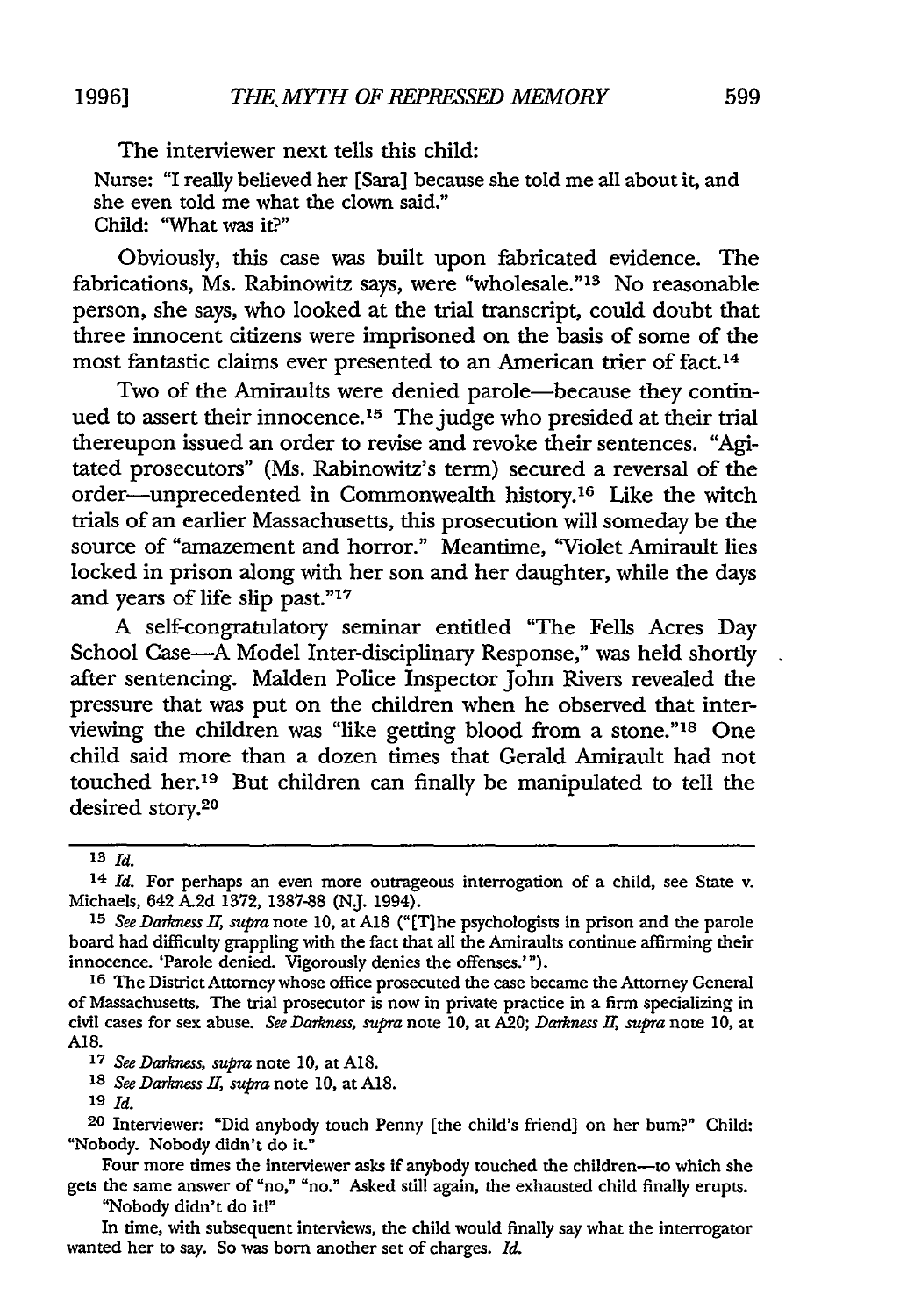The interviewer next tells this child:

Nurse: "I really believed her [Sara] because she told me all about it, and she even told me what the clown said."
Child: "What was it?"

Obviously, this case was built upon fabricated evidence. The fabrications, Ms. Rabinowitz says, were "wholesale."[13] No reasonable person, she says, who looked at the trial transcript, could doubt that three innocent citizens were imprisoned on the basis of some of the most fantastic claims ever presented to an American trier of fact.[14]

Two of the Amiraults were denied parole—because they continued to assert their innocence.[15] The judge who presided at their trial thereupon issued an order to revise and revoke their sentences. "Agitated prosecutors" (Ms. Rabinowitz's term) secured a reversal of the order—unprecedented in Commonwealth history.[16] Like the witch trials of an earlier Massachusetts, this prosecution will someday be the source of "amazement and horror." Meantime, "Violet Amirault lies locked in prison along with her son and her daughter, while the days and years of life slip past."[17]

A self-congratulatory seminar entitled "The Fells Acres Day School Case—A Model Inter-disciplinary Response," was held shortly after sentencing. Malden Police Inspector John Rivers revealed the pressure that was put on the children when he observed that interviewing the children was "like getting blood from a stone."[18] One child said more than a dozen times that Gerald Amirault had not touched her.[19] But children can finally be manipulated to tell the desired story.[20]

---

[13] *Id.*

[14] *Id.* For perhaps an even more outrageous interrogation of a child, see State v. Michaels, 642 A.2d 1372, 1387-88 (N.J. 1994).

[15] *See Darkness II, supra* note 10, at A18 ("[T]he psychologists in prison and the parole board had difficulty grappling with the fact that all the Amiraults continue affirming their innocence. 'Parole denied. Vigorously denies the offenses.'").

[16] The District Attorney whose office prosecuted the case became the Attorney General of Massachusetts. The trial prosecutor is now in private practice in a firm specializing in civil cases for sex abuse. *See Darkness, supra* note 10, at A20; *Darkness II, supra* note 10, at A18.

[17] *See Darkness, supra* note 10, at A18.

[18] *See Darkness II, supra* note 10, at A18.

[19] *Id.*

[20] Interviewer: "Did anybody touch Penny [the child's friend] on her bum?" Child: "Nobody. Nobody didn't do it."

Four more times the interviewer asks if anybody touched the children—to which she gets the same answer of "no," "no." Asked still again, the exhausted child finally erupts. "Nobody didn't do it!"

In time, with subsequent interviews, the child would finally say what the interrogator wanted her to say. So was born another set of charges. *Id.*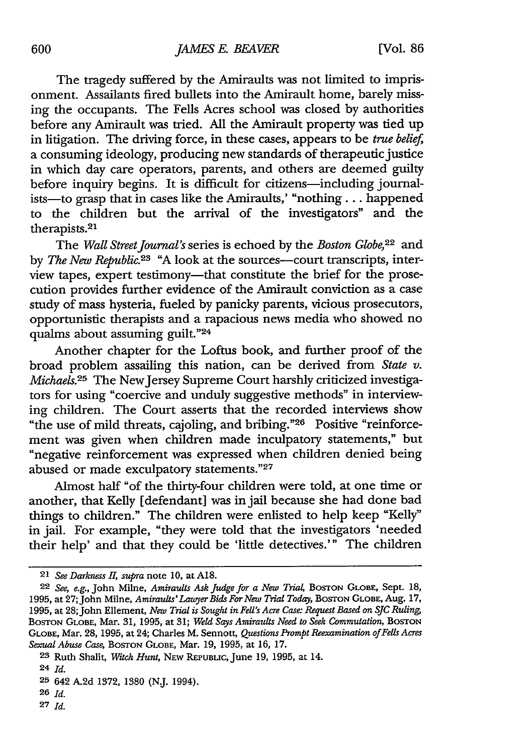The tragedy suffered by the Amiraults was not limited to imprisonment. Assailants fired bullets into the Amirault home, barely missing the occupants. The Fells Acres school was closed by authorities before any Amirault was tried. All the Amirault property was tied up in litigation. The driving force, in these cases, appears to be *true belief*, a consuming ideology, producing new standards of therapeutic justice in which day care operators, parents, and others are deemed guilty before inquiry begins. It is difficult for citizens—including journalists—to grasp that in cases like the Amiraults,' "nothing . . . happened to the children but the arrival of the investigators" and the therapists.[21]

The *Wall Street Journal's* series is echoed by the *Boston Globe*,[22] and by *The New Republic*.[23] "A look at the sources—court transcripts, interview tapes, expert testimony—that constitute the brief for the prosecution provides further evidence of the Amirault conviction as a case study of mass hysteria, fueled by panicky parents, vicious prosecutors, opportunistic therapists and a rapacious news media who showed no qualms about assuming guilt."[24]

Another chapter for the Loftus book, and further proof of the broad problem assailing this nation, can be derived from *State v. Michaels*.[25] The New Jersey Supreme Court harshly criticized investigators for using "coercive and unduly suggestive methods" in interviewing children. The Court asserts that the recorded interviews show "the use of mild threats, cajoling, and bribing."[26] Positive "reinforcement was given when children made inculpatory statements," but "negative reinforcement was expressed when children denied being abused or made exculpatory statements."[27]

Almost half "of the thirty-four children were told, at one time or another, that Kelly [defendant] was in jail because she had done bad things to children." The children were enlisted to help keep "Kelly" in jail. For example, "they were told that the investigators 'needed their help' and that they could be 'little detectives.'" The children

---

[21] *See Darkness II*, *supra* note 10, at A18.

[22] *See, e.g.*, John Milne, *Amiraults Ask Judge for a New Trial*, BOSTON GLOBE, Sept. 18, 1995, at 27; John Milne, *Amiraults' Lawyer Bids For New Trial Today*, BOSTON GLOBE, Aug. 17, 1995, at 28; John Ellement, *New Trial is Sought in Fell's Acre Case: Request Based on SJC Ruling*, BOSTON GLOBE, Mar. 31, 1995, at 31; *Weld Says Amiraults Need to Seek Commutation*, BOSTON GLOBE, Mar. 28, 1995, at 24; Charles M. Sennott, *Questions Prompt Reexamination of Fells Acres Sexual Abuse Case*, BOSTON GLOBE, Mar. 19, 1995, at 16, 17.

[23] Ruth Shalit, *Witch Hunt*, NEW REPUBLIC, June 19, 1995, at 14.

[24] *Id.*

[25] 642 A.2d 1372, 1380 (N.J. 1994).

[26] *Id.*

[27] *Id.*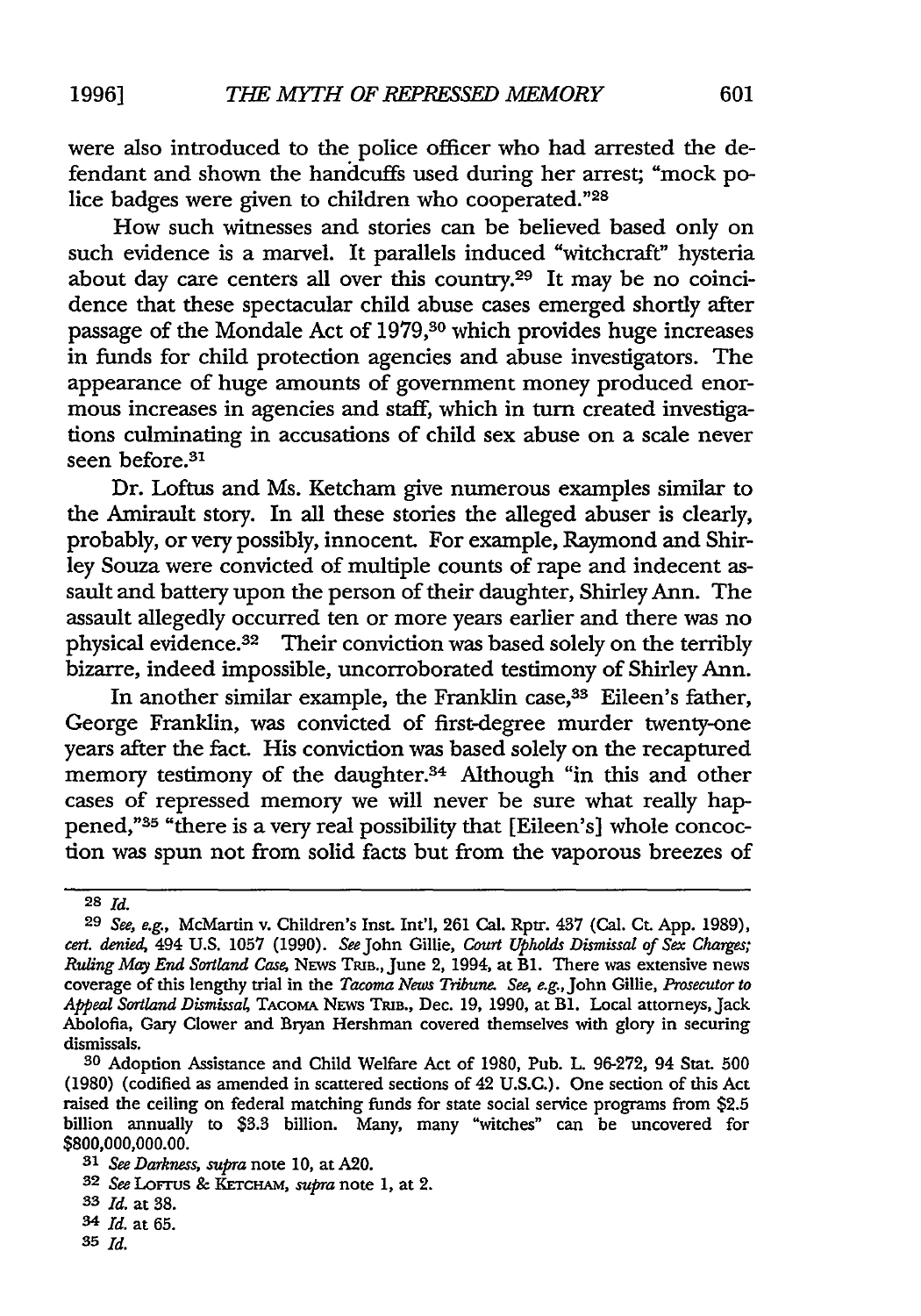were also introduced to the police officer who had arrested the defendant and shown the handcuffs used during her arrest; "mock police badges were given to children who cooperated."[28]

How such witnesses and stories can be believed based only on such evidence is a marvel. It parallels induced "witchcraft" hysteria about day care centers all over this country.[29] It may be no coincidence that these spectacular child abuse cases emerged shortly after passage of the Mondale Act of 1979,[30] which provides huge increases in funds for child protection agencies and abuse investigators. The appearance of huge amounts of government money produced enormous increases in agencies and staff, which in turn created investigations culminating in accusations of child sex abuse on a scale never seen before.[31]

Dr. Loftus and Ms. Ketcham give numerous examples similar to the Amirault story. In all these stories the alleged abuser is clearly, probably, or very possibly, innocent. For example, Raymond and Shirley Souza were convicted of multiple counts of rape and indecent assault and battery upon the person of their daughter, Shirley Ann. The assault allegedly occurred ten or more years earlier and there was no physical evidence.[32] Their conviction was based solely on the terribly bizarre, indeed impossible, uncorroborated testimony of Shirley Ann.

In another similar example, the Franklin case,[33] Eileen's father, George Franklin, was convicted of first-degree murder twenty-one years after the fact. His conviction was based solely on the recaptured memory testimony of the daughter.[34] Although "in this and other cases of repressed memory we will never be sure what really happened,"[35] "there is a very real possibility that [Eileen's] whole concoction was spun not from solid facts but from the vaporous breezes of

---

[28] *Id.*

[29] *See, e.g.*, McMartin v. Children's Inst. Int'l, 261 Cal. Rptr. 437 (Cal. Ct. App. 1989), *cert. denied*, 494 U.S. 1057 (1990). *See* John Gillie, *Court Upholds Dismissal of Sex Charges; Ruling May End Sortland Case*, NEWS TRIB., June 2, 1994, at B1. There was extensive news coverage of this lengthy trial in the *Tacoma News Tribune*. *See, e.g.*, John Gillie, *Prosecutor to Appeal Sortland Dismissal*, TACOMA NEWS TRIB., Dec. 19, 1990, at B1. Local attorneys, Jack Abolofia, Gary Clower and Bryan Hershman covered themselves with glory in securing dismissals.

[30] Adoption Assistance and Child Welfare Act of 1980, Pub. L. 96-272, 94 Stat. 500 (1980) (codified as amended in scattered sections of 42 U.S.C.). One section of this Act raised the ceiling on federal matching funds for state social service programs from $2.5 billion annually to $3.3 billion. Many, many "witches" can be uncovered for $800,000,000.00.

[31] *See Darkness*, *supra* note 10, at A20.

[32] *See* LOFTUS & KETCHAM, *supra* note 1, at 2.

[33] *Id.* at 38.

[34] *Id.* at 65.

[35] *Id.*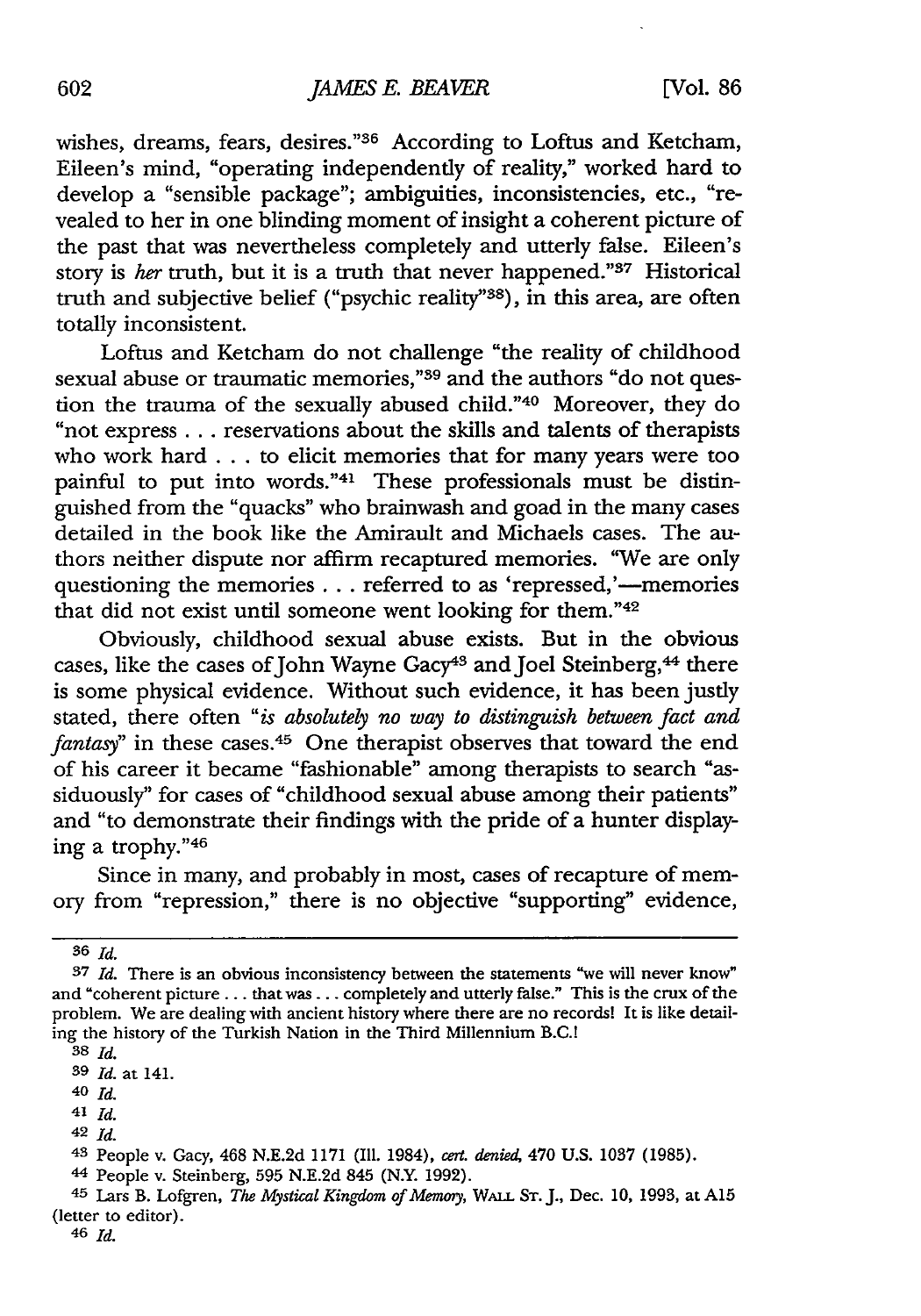wishes, dreams, fears, desires."[36] According to Loftus and Ketcham, Eileen's mind, "operating independently of reality," worked hard to develop a "sensible package"; ambiguities, inconsistencies, etc., "revealed to her in one blinding moment of insight a coherent picture of the past that was nevertheless completely and utterly false. Eileen's story is *her* truth, but it is a truth that never happened."[37] Historical truth and subjective belief ("psychic reality"[38]), in this area, are often totally inconsistent.

Loftus and Ketcham do not challenge "the reality of childhood sexual abuse or traumatic memories,"[39] and the authors "do not question the trauma of the sexually abused child."[40] Moreover, they do "not express . . . reservations about the skills and talents of therapists who work hard . . . to elicit memories that for many years were too painful to put into words."[41] These professionals must be distinguished from the "quacks" who brainwash and goad in the many cases detailed in the book like the Amirault and Michaels cases. The authors neither dispute nor affirm recaptured memories. "We are only questioning the memories . . . referred to as 'repressed,'—memories that did not exist until someone went looking for them."[42]

Obviously, childhood sexual abuse exists. But in the obvious cases, like the cases of John Wayne Gacy[43] and Joel Steinberg,[44] there is some physical evidence. Without such evidence, it has been justly stated, there often "*is absolutely no way to distinguish between fact and fantasy*" in these cases.[45] One therapist observes that toward the end of his career it became "fashionable" among therapists to search "assiduously" for cases of "childhood sexual abuse among their patients" and "to demonstrate their findings with the pride of a hunter displaying a trophy."[46]

Since in many, and probably in most, cases of recapture of memory from "repression," there is no objective "supporting" evidence,

---

36 *Id.*

37 *Id.* There is an obvious inconsistency between the statements "we will never know" and "coherent picture . . . that was . . . completely and utterly false." This is the crux of the problem. We are dealing with ancient history where there are no records! It is like detailing the history of the Turkish Nation in the Third Millennium B.C.!

38 *Id.*

39 *Id.* at 141.

40 *Id.*

41 *Id.*

42 *Id.*

43 People v. Gacy, 468 N.E.2d 1171 (Ill. 1984), *cert. denied*, 470 U.S. 1037 (1985).

44 People v. Steinberg, 595 N.E.2d 845 (N.Y. 1992).

45 Lars B. Lofgren, *The Mystical Kingdom of Memory*, WALL ST. J., Dec. 10, 1993, at A15 (letter to editor).

46 *Id.*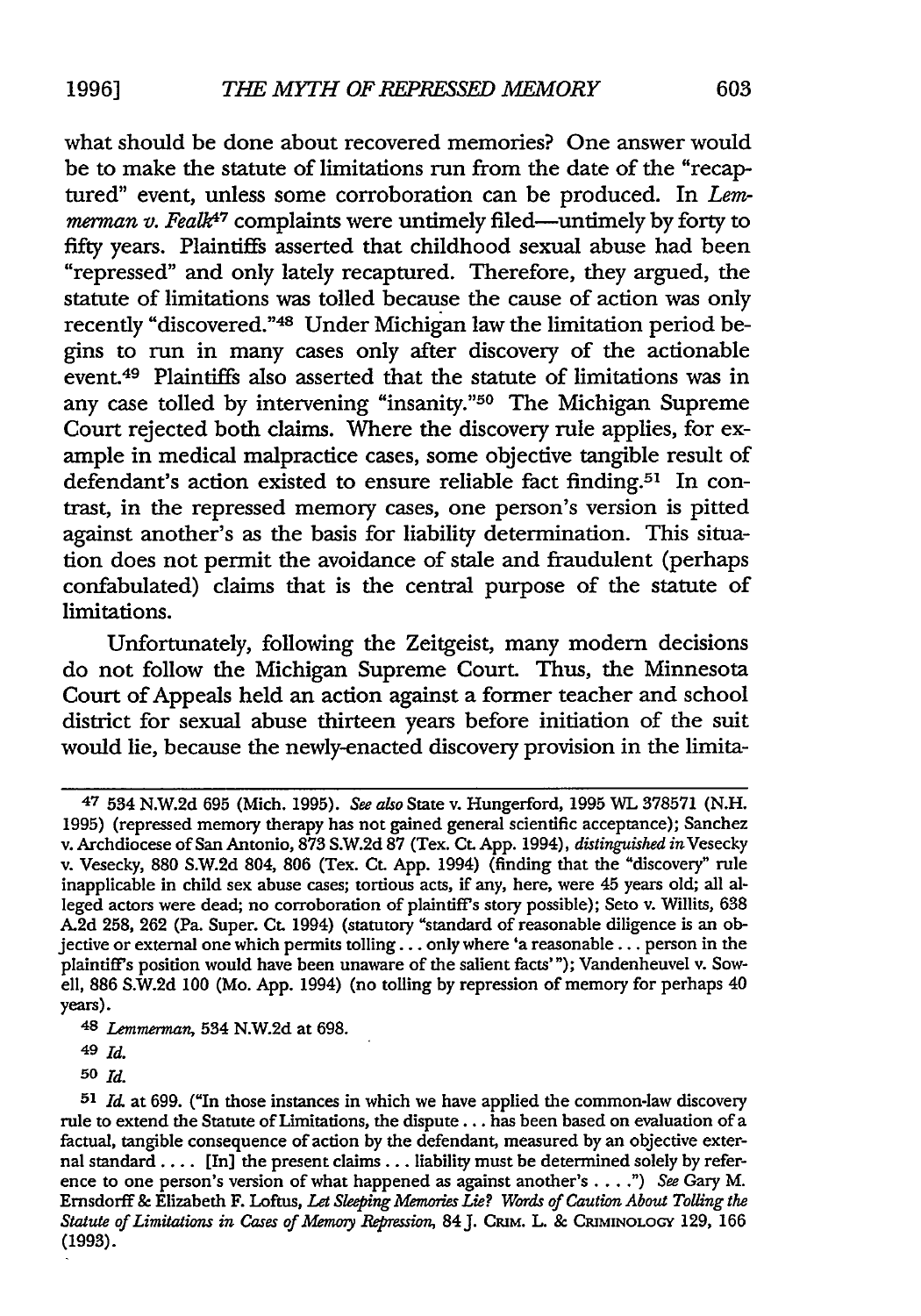what should be done about recovered memories? One answer would be to make the statute of limitations run from the date of the "recaptured" event, unless some corroboration can be produced. In *Lemmerman v. Fealk*[47] complaints were untimely filed—untimely by forty to fifty years. Plaintiffs asserted that childhood sexual abuse had been "repressed" and only lately recaptured. Therefore, they argued, the statute of limitations was tolled because the cause of action was only recently "discovered."[48] Under Michigan law the limitation period begins to run in many cases only after discovery of the actionable event.[49] Plaintiffs also asserted that the statute of limitations was in any case tolled by intervening "insanity."[50] The Michigan Supreme Court rejected both claims. Where the discovery rule applies, for example in medical malpractice cases, some objective tangible result of defendant's action existed to ensure reliable fact finding.[51] In contrast, in the repressed memory cases, one person's version is pitted against another's as the basis for liability determination. This situation does not permit the avoidance of stale and fraudulent (perhaps confabulated) claims that is the central purpose of the statute of limitations.

Unfortunately, following the Zeitgeist, many modern decisions do not follow the Michigan Supreme Court. Thus, the Minnesota Court of Appeals held an action against a former teacher and school district for sexual abuse thirteen years before initiation of the suit would lie, because the newly-enacted discovery provision in the limita-

---

[47] 534 N.W.2d 695 (Mich. 1995). *See also* State v. Hungerford, 1995 WL 378571 (N.H. 1995) (repressed memory therapy has not gained general scientific acceptance); Sanchez v. Archdiocese of San Antonio, 873 S.W.2d 87 (Tex. Ct. App. 1994), *distinguished in* Vesecky v. Vesecky, 880 S.W.2d 804, 806 (Tex. Ct. App. 1994) (finding that the "discovery" rule inapplicable in child sex abuse cases; tortious acts, if any, here, were 45 years old; all alleged actors were dead; no corroboration of plaintiff's story possible); Seto v. Willits, 638 A.2d 258, 262 (Pa. Super. Ct. 1994) (statutory "standard of reasonable diligence is an objective or external one which permits tolling . . . only where 'a reasonable . . . person in the plaintiff's position would have been unaware of the salient facts'"); Vandenheuvel v. Sowell, 886 S.W.2d 100 (Mo. App. 1994) (no tolling by repression of memory for perhaps 40 years).

[48] *Lemmerman*, 534 N.W.2d at 698.

[49] *Id.*

[50] *Id.*

[51] *Id.* at 699. ("In those instances in which we have applied the common-law discovery rule to extend the Statute of Limitations, the dispute . . . has been based on evaluation of a factual, tangible consequence of action by the defendant, measured by an objective external standard . . . . [In] the present claims . . . liability must be determined solely by reference to one person's version of what happened as against another's . . . .") *See* Gary M. Ernsdorff & Elizabeth F. Loftus, *Let Sleeping Memories Lie? Words of Caution About Tolling the Statute of Limitations in Cases of Memory Repression*, 84 J. CRIM. L. & CRIMINOLOGY 129, 166 (1993).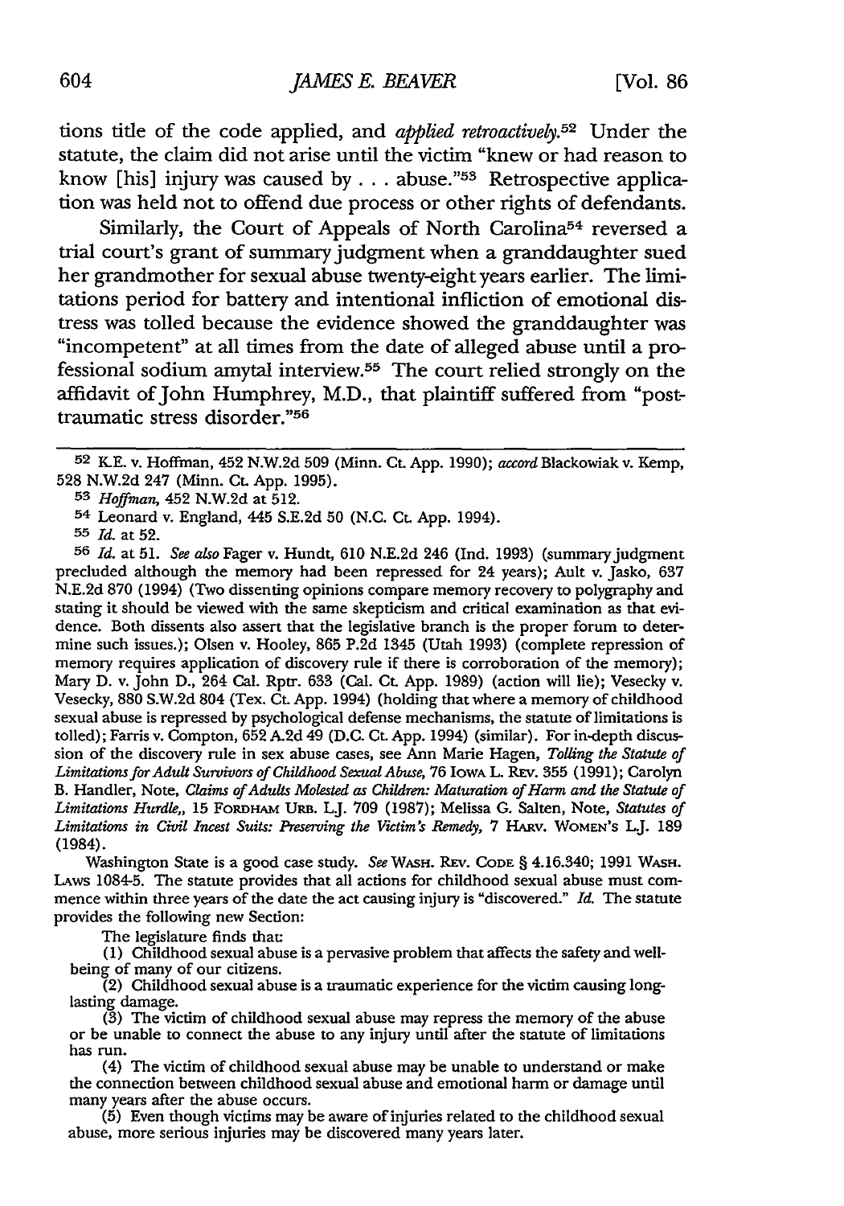tions title of the code applied, and *applied retroactively*.[52] Under the statute, the claim did not arise until the victim "knew or had reason to know [his] injury was caused by . . . abuse."[53] Retrospective application was held not to offend due process or other rights of defendants.

Similarly, the Court of Appeals of North Carolina[54] reversed a trial court's grant of summary judgment when a granddaughter sued her grandmother for sexual abuse twenty-eight years earlier. The limitations period for battery and intentional infliction of emotional distress was tolled because the evidence showed the granddaughter was "incompetent" at all times from the date of alleged abuse until a professional sodium amytal interview.[55] The court relied strongly on the affidavit of John Humphrey, M.D., that plaintiff suffered from "post-traumatic stress disorder."[56]

---

[52] K.E. v. Hoffman, 452 N.W.2d 509 (Minn. Ct. App. 1990); *accord* Blackowiak v. Kemp, 528 N.W.2d 247 (Minn. Ct. App. 1995).

[53] *Hoffman*, 452 N.W.2d at 512.

[54] Leonard v. England, 445 S.E.2d 50 (N.C. Ct. App. 1994).

[55] *Id.* at 52.

[56] *Id.* at 51. *See also* Fager v. Hundt, 610 N.E.2d 246 (Ind. 1993) (summary judgment precluded although the memory had been repressed for 24 years); Ault v. Jasko, 637 N.E.2d 870 (1994) (Two dissenting opinions compare memory recovery to polygraphy and stating it should be viewed with the same skepticism and critical examination as that evidence. Both dissents also assert that the legislative branch is the proper forum to determine such issues.); Olsen v. Hooley, 865 P.2d 1345 (Utah 1993) (complete repression of memory requires application of discovery rule if there is corroboration of the memory); Mary D. v. John D., 264 Cal. Rptr. 633 (Cal. Ct. App. 1989) (action will lie); Vesecky v. Vesecky, 880 S.W.2d 804 (Tex. Ct. App. 1994) (holding that where a memory of childhood sexual abuse is repressed by psychological defense mechanisms, the statute of limitations is tolled); Farris v. Compton, 652 A.2d 49 (D.C. Ct. App. 1994) (similar). For in-depth discussion of the discovery rule in sex abuse cases, see Ann Marie Hagen, *Tolling the Statute of Limitations for Adult Survivors of Childhood Sexual Abuse*, 76 Iowa L. Rev. 355 (1991); Carolyn B. Handler, Note, *Claims of Adults Molested as Children: Maturation of Harm and the Statute of Limitations Hurdle,*, 15 Fordham Urb. L.J. 709 (1987); Melissa G. Salten, Note, *Statutes of Limitations in Civil Incest Suits: Preserving the Victim's Remedy*, 7 Harv. Women's L.J. 189 (1984).

Washington State is a good case study. *See* Wash. Rev. Code § 4.16.340; 1991 Wash. Laws 1084-5. The statute provides that all actions for childhood sexual abuse must commence within three years of the date the act causing injury is "discovered." *Id.* The statute provides the following new Section:

> The legislature finds that:
>
> (1) Childhood sexual abuse is a pervasive problem that affects the safety and well-being of many of our citizens.
>
> (2) Childhood sexual abuse is a traumatic experience for the victim causing long-lasting damage.
>
> (3) The victim of childhood sexual abuse may repress the memory of the abuse or be unable to connect the abuse to any injury until after the statute of limitations has run.
>
> (4) The victim of childhood sexual abuse may be unable to understand or make the connection between childhood sexual abuse and emotional harm or damage until many years after the abuse occurs.
>
> (5) Even though victims may be aware of injuries related to the childhood sexual abuse, more serious injuries may be discovered many years later.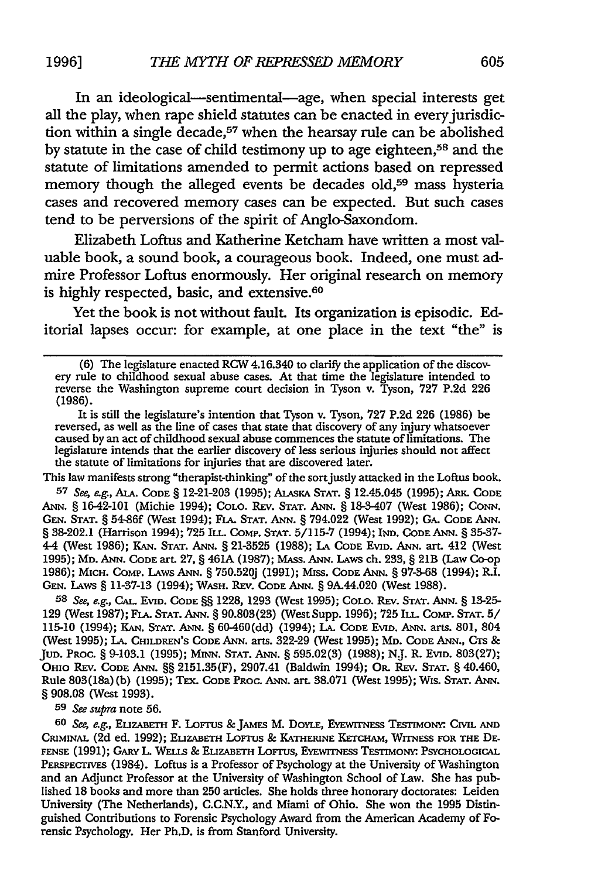In an ideological—sentimental—age, when special interests get all the play, when rape shield statutes can be enacted in every jurisdiction within a single decade,[57] when the hearsay rule can be abolished by statute in the case of child testimony up to age eighteen,[58] and the statute of limitations amended to permit actions based on repressed memory though the alleged events be decades old,[59] mass hysteria cases and recovered memory cases can be expected. But such cases tend to be perversions of the spirit of Anglo-Saxondom.

Elizabeth Loftus and Katherine Ketcham have written a most valuable book, a sound book, a courageous book. Indeed, one must admire Professor Loftus enormously. Her original research on memory is highly respected, basic, and extensive.[60]

Yet the book is not without fault. Its organization is episodic. Editorial lapses occur: for example, at one place in the text "the" is

---

(6) The legislature enacted RCW 4.16.340 to clarify the application of the discovery rule to childhood sexual abuse cases. At that time the legislature intended to reverse the Washington supreme court decision in Tyson v. Tyson, 727 P.2d 226 (1986).

It is still the legislature's intention that Tyson v. Tyson, 727 P.2d 226 (1986) be reversed, as well as the line of cases that state that discovery of any injury whatsoever caused by an act of childhood sexual abuse commences the statute of limitations. The legislature intends that the earlier discovery of less serious injuries should not affect the statute of limitations for injuries that are discovered later.

This law manifests strong "therapist-thinking" of the sort justly attacked in the Loftus book.

[57] *See, e.g.*, ALA. CODE § 12-21-203 (1995); ALASKA STAT. § 12.45.045 (1995); ARK. CODE ANN. § 16-42-101 (Michie 1994); COLO. REV. STAT. ANN. § 18-3-407 (West 1986); CONN. GEN. STAT. § 54-86f (West 1994); FLA. STAT. ANN. § 794.022 (West 1992); GA. CODE ANN. § 38-202.1 (Harrison 1994); 725 ILL. COMP. STAT. 5/115-7 (1994); IND. CODE ANN. § 35-37-4-4 (West 1986); KAN. STAT. ANN. § 21-3525 (1988); LA CODE EVID. ANN. art. 412 (West 1995); MD. ANN. CODE art. 27, § 461A (1987); MASS. ANN. LAWS ch. 233, § 21B (Law Co-op 1986); MICH. COMP. LAWS ANN. § 750.520j (1991); MISS. CODE ANN. § 97-3-68 (1994); R.I. GEN. LAWS § 11-37-13 (1994); WASH. REV. CODE ANN. § 9A.44.020 (West 1988).

[58] *See, e.g.*, CAL. EVID. CODE §§ 1228, 1293 (West 1995); COLO. REV. STAT. ANN. § 13-25-129 (West 1987); FLA. STAT. ANN. § 90.803(23) (West Supp. 1996); 725 ILL. COMP. STAT. 5/115-10 (1994); KAN. STAT. ANN. § 60-460(dd) (1994); LA. CODE EVID. ANN. arts. 801, 804 (West 1995); LA. CHILDREN'S CODE ANN. arts. 322-29 (West 1995); MD. CODE ANN., CTS & JUD. PROC. § 9-103.1 (1995); MINN. STAT. ANN. § 595.02(3) (1988); N.J. R. EVID. 803(27); OHIO REV. CODE ANN. §§ 2151.35(F), 2907.41 (Baldwin 1994); OR. REV. STAT. § 40.460, Rule 803(18a)(b) (1995); TEX. CODE PROC. ANN. art. 38.071 (West 1995); WIS. STAT. ANN. § 908.08 (West 1993).

[59] *See supra* note 56.

[60] *See, e.g.*, ELIZABETH F. LOFTUS & JAMES M. DOYLE, EYEWITNESS TESTIMONY: CIVIL AND CRIMINAL (2d ed. 1992); ELIZABETH LOFTUS & KATHERINE KETCHAM, WITNESS FOR THE DEFENSE (1991); GARY L. WELLS & ELIZABETH LOFTUS, EYEWITNESS TESTIMONY: PSYCHOLOGICAL PERSPECTIVES (1984). Loftus is a Professor of Psychology at the University of Washington and an Adjunct Professor at the University of Washington School of Law. She has published 18 books and more than 250 articles. She holds three honorary doctorates: Leiden University (The Netherlands), C.C.N.Y., and Miami of Ohio. She won the 1995 Distinguished Contributions to Forensic Psychology Award from the American Academy of Forensic Psychology. Her Ph.D. is from Stanford University.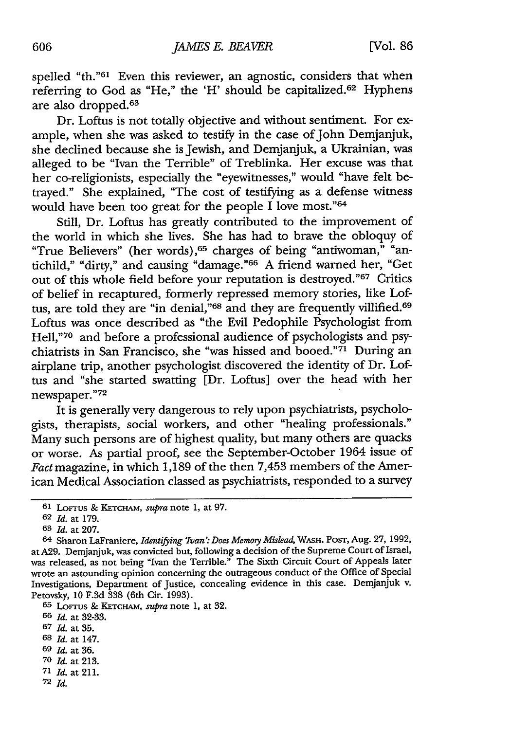spelled "th."[61] Even this reviewer, an agnostic, considers that when referring to God as "He," the 'H' should be capitalized.[62] Hyphens are also dropped.[63]

Dr. Loftus is not totally objective and without sentiment. For example, when she was asked to testify in the case of John Demjanjuk, she declined because she is Jewish, and Demjanjuk, a Ukrainian, was alleged to be "Ivan the Terrible" of Treblinka. Her excuse was that her co-religionists, especially the "eyewitnesses," would "have felt betrayed." She explained, "The cost of testifying as a defense witness would have been too great for the people I love most."[64]

Still, Dr. Loftus has greatly contributed to the improvement of the world in which she lives. She has had to brave the obloquy of "True Believers" (her words),[65] charges of being "antiwoman," "antichild," "dirty," and causing "damage."[66] A friend warned her, "Get out of this whole field before your reputation is destroyed."[67] Critics of belief in recaptured, formerly repressed memory stories, like Loftus, are told they are "in denial,"[68] and they are frequently villified.[69] Loftus was once described as "the Evil Pedophile Psychologist from Hell,"[70] and before a professional audience of psychologists and psychiatrists in San Francisco, she "was hissed and booed."[71] During an airplane trip, another psychologist discovered the identity of Dr. Loftus and "she started swatting [Dr. Loftus] over the head with her newspaper."[72]

It is generally very dangerous to rely upon psychiatrists, psychologists, therapists, social workers, and other "healing professionals." Many such persons are of highest quality, but many others are quacks or worse. As partial proof, see the September-October 1964 issue of *Fact* magazine, in which 1,189 of the then 7,453 members of the American Medical Association classed as psychiatrists, responded to a survey

---

[61] LOFTUS & KETCHAM, *supra* note 1, at 97.

[62] *Id.* at 179.

[63] *Id.* at 207.

[64] Sharon LaFraniere, *Identifying 'Ivan': Does Memory Mislead*, WASH. POST, Aug. 27, 1992, at A29. Demjanjuk, was convicted but, following a decision of the Supreme Court of Israel, was released, as not being "Ivan the Terrible." The Sixth Circuit Court of Appeals later wrote an astounding opinion concerning the outrageous conduct of the Office of Special Investigations, Department of Justice, concealing evidence in this case. Demjanjuk v. Petovsky, 10 F.3d 338 (6th Cir. 1993).

[65] LOFTUS & KETCHAM, *supra* note 1, at 32.

[66] *Id.* at 32-33.

[67] *Id.* at 35.

[68] *Id.* at 147.

[69] *Id.* at 36.

[70] *Id.* at 213.

[71] *Id.* at 211.

[72] *Id.*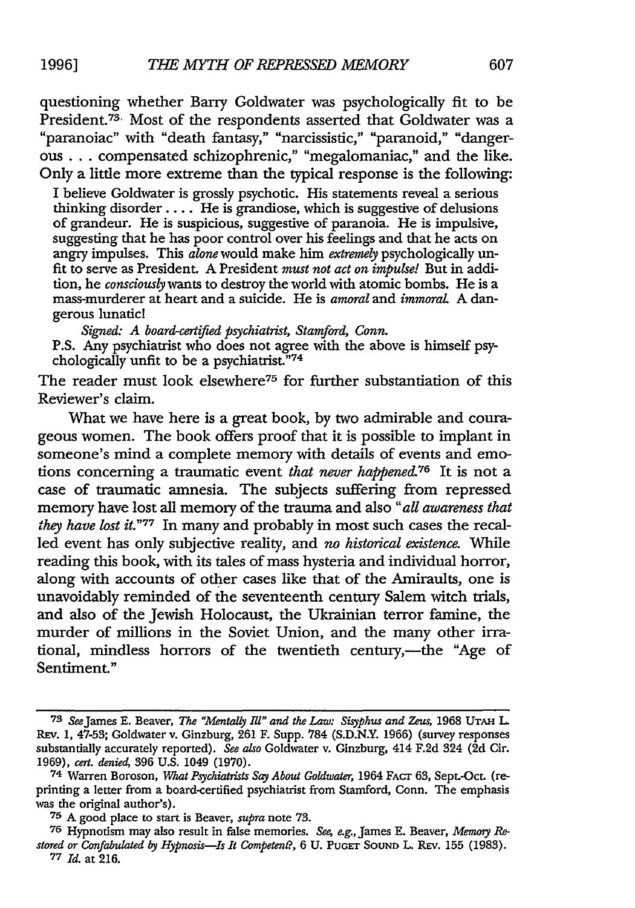questioning whether Barry Goldwater was psychologically fit to be President.[73] Most of the respondents asserted that Goldwater was a "paranoiac" with "death fantasy," "narcissistic," "paranoid," "dangerous . . . compensated schizophrenic," "megalomaniac," and the like. Only a little more extreme than the typical response is the following:

> I believe Goldwater is grossly psychotic. His statements reveal a serious thinking disorder . . . . He is grandiose, which is suggestive of delusions of grandeur. He is suspicious, suggestive of paranoia. He is impulsive, suggesting that he has poor control over his feelings and that he acts on angry impulses. This *alone* would make him *extremely* psychologically unfit to serve as President. A President *must not act on impulse!* But in addition, he *consciously* wants to destroy the world with atomic bombs. He is a mass-murderer at heart and a suicide. He is *amoral* and *immoral*. A dangerous lunatic!
>
> *Signed: A board-certified psychiatrist, Stamford, Conn.*
>
> P.S. Any psychiatrist who does not agree with the above is himself psychologically unfit to be a psychiatrist."[74]

The reader must look elsewhere[75] for further substantiation of this Reviewer's claim.

What we have here is a great book, by two admirable and courageous women. The book offers proof that it is possible to implant in someone's mind a complete memory with details of events and emotions concerning a traumatic event *that never happened*.[76] It is not a case of traumatic amnesia. The subjects suffering from repressed memory have lost all memory of the trauma and also "*all awareness that they have lost it*."[77] In many and probably in most such cases the recalled event has only subjective reality, and *no historical existence*. While reading this book, with its tales of mass hysteria and individual horror, along with accounts of other cases like that of the Amiraults, one is unavoidably reminded of the seventeenth century Salem witch trials, and also of the Jewish Holocaust, the Ukrainian terror famine, the murder of millions in the Soviet Union, and the many other irrational, mindless horrors of the twentieth century,—the "Age of Sentiment."

---

[73] *See* James E. Beaver, *The "Mentally Ill" and the Law: Sisyphus and Zeus*, 1968 UTAH L. REV. 1, 47-53; Goldwater v. Ginzburg, 261 F. Supp. 784 (S.D.N.Y. 1966) (survey responses substantially accurately reported). *See also* Goldwater v. Ginzburg, 414 F.2d 324 (2d Cir. 1969), *cert. denied*, 396 U.S. 1049 (1970).

[74] Warren Boroson, *What Psychiatrists Say About Goldwater*, 1964 FACT 63, Sept.-Oct. (reprinting a letter from a board-certified psychiatrist from Stamford, Conn. The emphasis was the original author's).

[75] A good place to start is Beaver, *supra* note 73.

[76] Hypnotism may also result in false memories. *See, e.g.*, James E. Beaver, *Memory Restored or Confabulated by Hypnosis—Is It Competent?*, 6 U. PUGET SOUND L. REV. 155 (1983).

[77] *Id.* at 216.